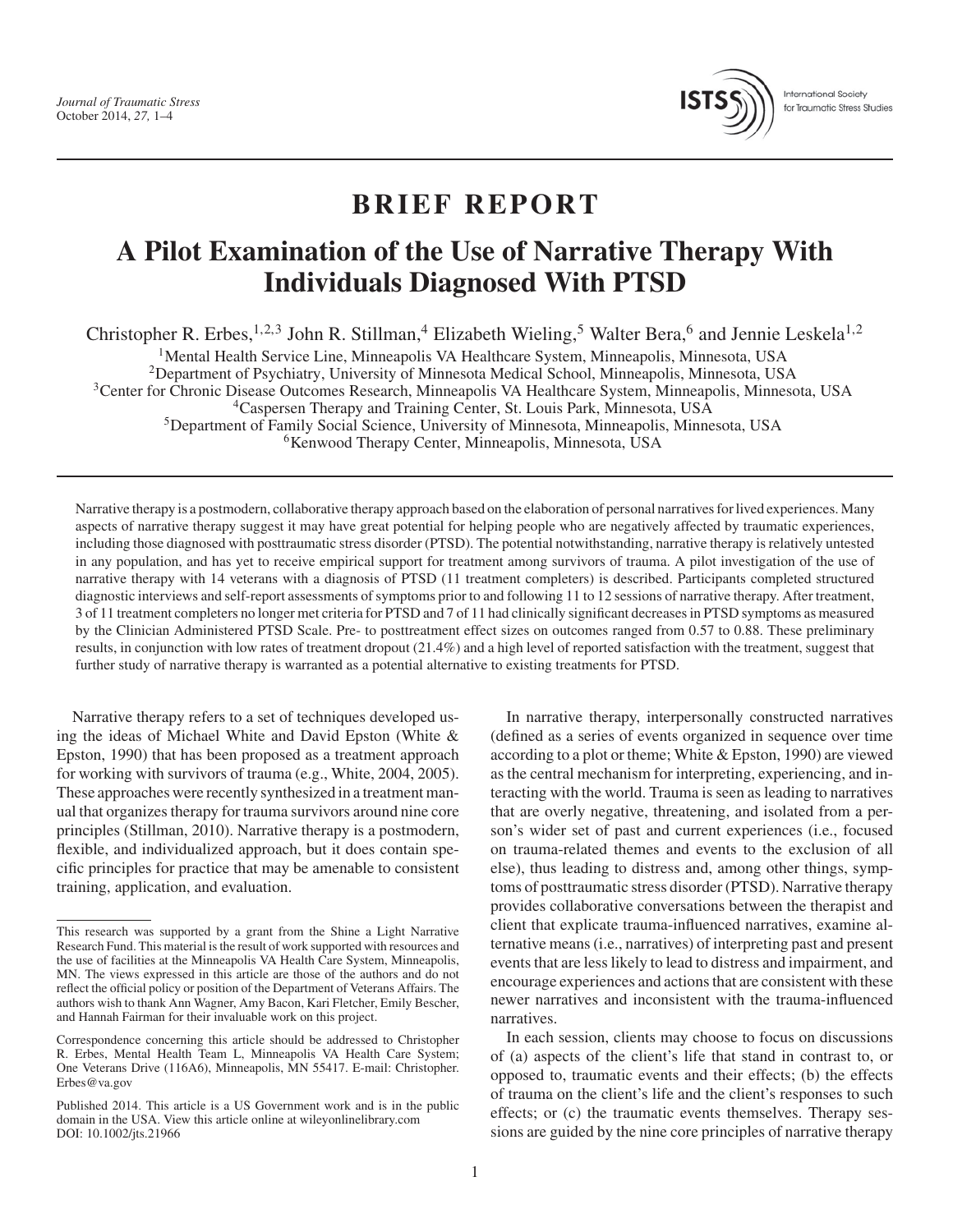# BRIEF REPORT

## A Pilot Examination of the Use of Narrative Therapy With Individuals Diagnosed With PTSD

Christopher R. Erbes,[1,2,3] John R. Stillman,[4] Elizabeth Wieling,[5] Walter Bera,[6] and Jennie Leskela[1,2]

[1]Mental Health Service Line, Minneapolis VA Healthcare System, Minneapolis, Minnesota, USA
[2]Department of Psychiatry, University of Minnesota Medical School, Minneapolis, Minnesota, USA
[3]Center for Chronic Disease Outcomes Research, Minneapolis VA Healthcare System, Minneapolis, Minnesota, USA
[4]Caspersen Therapy and Training Center, St. Louis Park, Minnesota, USA
[5]Department of Family Social Science, University of Minnesota, Minneapolis, Minnesota, USA
[6]Kenwood Therapy Center, Minneapolis, Minnesota, USA

Narrative therapy is a postmodern, collaborative therapy approach based on the elaboration of personal narratives for lived experiences. Many aspects of narrative therapy suggest it may have great potential for helping people who are negatively affected by traumatic experiences, including those diagnosed with posttraumatic stress disorder (PTSD). The potential notwithstanding, narrative therapy is relatively untested in any population, and has yet to receive empirical support for treatment among survivors of trauma. A pilot investigation of the use of narrative therapy with 14 veterans with a diagnosis of PTSD (11 treatment completers) is described. Participants completed structured diagnostic interviews and self-report assessments of symptoms prior to and following 11 to 12 sessions of narrative therapy. After treatment, 3 of 11 treatment completers no longer met criteria for PTSD and 7 of 11 had clinically significant decreases in PTSD symptoms as measured by the Clinician Administered PTSD Scale. Pre- to posttreatment effect sizes on outcomes ranged from 0.57 to 0.88. These preliminary results, in conjunction with low rates of treatment dropout (21.4%) and a high level of reported satisfaction with the treatment, suggest that further study of narrative therapy is warranted as a potential alternative to existing treatments for PTSD.

Narrative therapy refers to a set of techniques developed using the ideas of Michael White and David Epston (White & Epston, 1990) that has been proposed as a treatment approach for working with survivors of trauma (e.g., White, 2004, 2005). These approaches were recently synthesized in a treatment manual that organizes therapy for trauma survivors around nine core principles (Stillman, 2010). Narrative therapy is a postmodern, flexible, and individualized approach, but it does contain specific principles for practice that may be amenable to consistent training, application, and evaluation.

In narrative therapy, interpersonally constructed narratives (defined as a series of events organized in sequence over time according to a plot or theme; White & Epston, 1990) are viewed as the central mechanism for interpreting, experiencing, and interacting with the world. Trauma is seen as leading to narratives that are overly negative, threatening, and isolated from a person's wider set of past and current experiences (i.e., focused on trauma-related themes and events to the exclusion of all else), thus leading to distress and, among other things, symptoms of posttraumatic stress disorder (PTSD). Narrative therapy provides collaborative conversations between the therapist and client that explicate trauma-influenced narratives, examine alternative means (i.e., narratives) of interpreting past and present events that are less likely to lead to distress and impairment, and encourage experiences and actions that are consistent with these newer narratives and inconsistent with the trauma-influenced narratives.

In each session, clients may choose to focus on discussions of (a) aspects of the client's life that stand in contrast to, or opposed to, traumatic events and their effects; (b) the effects of trauma on the client's life and the client's responses to such effects; or (c) the traumatic events themselves. Therapy sessions are guided by the nine core principles of narrative therapy

---

This research was supported by a grant from the Shine a Light Narrative Research Fund. This material is the result of work supported with resources and the use of facilities at the Minneapolis VA Health Care System, Minneapolis, MN. The views expressed in this article are those of the authors and do not reflect the official policy or position of the Department of Veterans Affairs. The authors wish to thank Ann Wagner, Amy Bacon, Kari Fletcher, Emily Bescher, and Hannah Fairman for their invaluable work on this project.

Correspondence concerning this article should be addressed to Christopher R. Erbes, Mental Health Team L, Minneapolis VA Health Care System; One Veterans Drive (116A6), Minneapolis, MN 55417. E-mail: Christopher.Erbes@va.gov

Published 2014. This article is a US Government work and is in the public domain in the USA. View this article online at wileyonlinelibrary.com DOI: 10.1002/jts.21966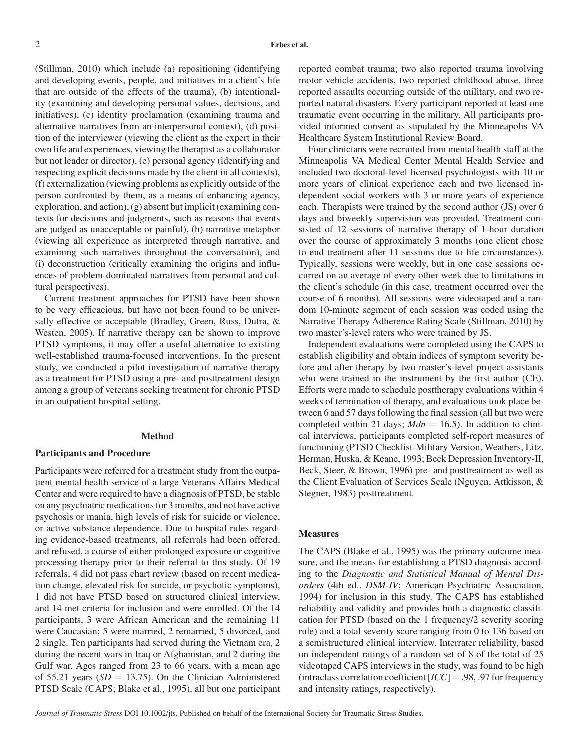(Stillman, 2010) which include (a) repositioning (identifying and developing events, people, and initiatives in a client's life that are outside of the effects of the trauma), (b) intentionality (examining and developing personal values, decisions, and initiatives), (c) identity proclamation (examining trauma and alternative narratives from an interpersonal context), (d) position of the interviewer (viewing the client as the expert in their own life and experiences, viewing the therapist as a collaborator but not leader or director), (e) personal agency (identifying and respecting explicit decisions made by the client in all contexts), (f) externalization (viewing problems as explicitly outside of the person confronted by them, as a means of enhancing agency, exploration, and action), (g) absent but implicit (examining contexts for decisions and judgments, such as reasons that events are judged as unacceptable or painful), (h) narrative metaphor (viewing all experience as interpreted through narrative, and examining such narratives throughout the conversation), and (i) deconstruction (critically examining the origins and influences of problem-dominated narratives from personal and cultural perspectives).

Current treatment approaches for PTSD have been shown to be very efficacious, but have not been found to be universally effective or acceptable (Bradley, Green, Russ, Dutra, & Westen, 2005). If narrative therapy can be shown to improve PTSD symptoms, it may offer a useful alternative to existing well-established trauma-focused interventions. In the present study, we conducted a pilot investigation of narrative therapy as a treatment for PTSD using a pre- and posttreatment design among a group of veterans seeking treatment for chronic PTSD in an outpatient hospital setting.

## Method

### Participants and Procedure

Participants were referred for a treatment study from the outpatient mental health service of a large Veterans Affairs Medical Center and were required to have a diagnosis of PTSD, be stable on any psychiatric medications for 3 months, and not have active psychosis or mania, high levels of risk for suicide or violence, or active substance dependence. Due to hospital rules regarding evidence-based treatments, all referrals had been offered, and refused, a course of either prolonged exposure or cognitive processing therapy prior to their referral to this study. Of 19 referrals, 4 did not pass chart review (based on recent medication change, elevated risk for suicide, or psychotic symptoms), 1 did not have PTSD based on structured clinical interview, and 14 met criteria for inclusion and were enrolled. Of the 14 participants, 3 were African American and the remaining 11 were Caucasian; 5 were married, 2 remarried, 5 divorced, and 2 single. Ten participants had served during the Vietnam era, 2 during the recent wars in Iraq or Afghanistan, and 2 during the Gulf war. Ages ranged from 23 to 66 years, with a mean age of 55.21 years ($SD = 13.75$). On the Clinician Administered PTSD Scale (CAPS; Blake et al., 1995), all but one participant reported combat trauma; two also reported trauma involving motor vehicle accidents, two reported childhood abuse, three reported assaults occurring outside of the military, and two reported natural disasters. Every participant reported at least one traumatic event occurring in the military. All participants provided informed consent as stipulated by the Minneapolis VA Healthcare System Institutional Review Board.

Four clinicians were recruited from mental health staff at the Minneapolis VA Medical Center Mental Health Service and included two doctoral-level licensed psychologists with 10 or more years of clinical experience each and two licensed independent social workers with 3 or more years of experience each. Therapists were trained by the second author (JS) over 6 days and biweekly supervision was provided. Treatment consisted of 12 sessions of narrative therapy of 1-hour duration over the course of approximately 3 months (one client chose to end treatment after 11 sessions due to life circumstances). Typically, sessions were weekly, but in one case sessions occurred on an average of every other week due to limitations in the client's schedule (in this case, treatment occurred over the course of 6 months). All sessions were videotaped and a random 10-minute segment of each session was coded using the Narrative Therapy Adherence Rating Scale (Stillman, 2010) by two master's-level raters who were trained by JS.

Independent evaluations were completed using the CAPS to establish eligibility and obtain indices of symptom severity before and after therapy by two master's-level project assistants who were trained in the instrument by the first author (CE). Efforts were made to schedule posttherapy evaluations within 4 weeks of termination of therapy, and evaluations took place between 6 and 57 days following the final session (all but two were completed within 21 days; $Mdn = 16.5$). In addition to clinical interviews, participants completed self-report measures of functioning (PTSD Checklist-Military Version, Weathers, Litz, Herman, Huska, & Keane, 1993; Beck Depression Inventory-II, Beck, Steer, & Brown, 1996) pre- and posttreatment as well as the Client Evaluation of Services Scale (Nguyen, Attkisson, & Stegner, 1983) posttreatment.

### Measures

The CAPS (Blake et al., 1995) was the primary outcome measure, and the means for establishing a PTSD diagnosis according to the *Diagnostic and Statistical Manual of Mental Disorders* (4th ed., *DSM-IV*; American Psychiatric Association, 1994) for inclusion in this study. The CAPS has established reliability and validity and provides both a diagnostic classification for PTSD (based on the 1 frequency/2 severity scoring rule) and a total severity score ranging from 0 to 136 based on a semistructured clinical interview. Interrater reliability, based on independent ratings of a random set of 8 of the total of 25 videotaped CAPS interviews in the study, was found to be high (intraclass correlation coefficient [*ICC*] = .98, .97 for frequency and intensity ratings, respectively).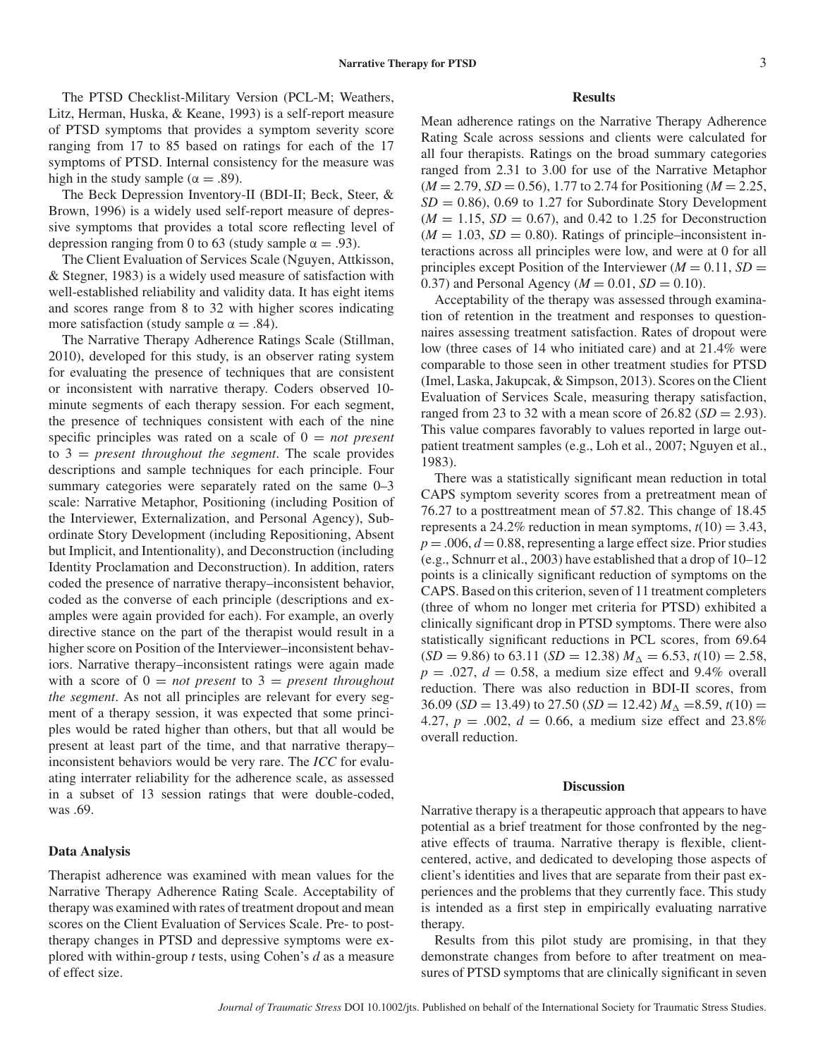The PTSD Checklist-Military Version (PCL-M; Weathers, Litz, Herman, Huska, & Keane, 1993) is a self-report measure of PTSD symptoms that provides a symptom severity score ranging from 17 to 85 based on ratings for each of the 17 symptoms of PTSD. Internal consistency for the measure was high in the study sample ($\alpha = .89$).

The Beck Depression Inventory-II (BDI-II; Beck, Steer, & Brown, 1996) is a widely used self-report measure of depressive symptoms that provides a total score reflecting level of depression ranging from 0 to 63 (study sample $\alpha = .93$).

The Client Evaluation of Services Scale (Nguyen, Attkisson, & Stegner, 1983) is a widely used measure of satisfaction with well-established reliability and validity data. It has eight items and scores range from 8 to 32 with higher scores indicating more satisfaction (study sample $\alpha = .84$).

The Narrative Therapy Adherence Ratings Scale (Stillman, 2010), developed for this study, is an observer rating system for evaluating the presence of techniques that are consistent or inconsistent with narrative therapy. Coders observed 10-minute segments of each therapy session. For each segment, the presence of techniques consistent with each of the nine specific principles was rated on a scale of 0 = *not present* to 3 = *present throughout the segment*. The scale provides descriptions and sample techniques for each principle. Four summary categories were separately rated on the same 0–3 scale: Narrative Metaphor, Positioning (including Position of the Interviewer, Externalization, and Personal Agency), Subordinate Story Development (including Repositioning, Absent but Implicit, and Intentionality), and Deconstruction (including Identity Proclamation and Deconstruction). In addition, raters coded the presence of narrative therapy–inconsistent behavior, coded as the converse of each principle (descriptions and examples were again provided for each). For example, an overly directive stance on the part of the therapist would result in a higher score on Position of the Interviewer–inconsistent behaviors. Narrative therapy–inconsistent ratings were again made with a score of 0 = *not present* to 3 = *present throughout the segment*. As not all principles are relevant for every segment of a therapy session, it was expected that some principles would be rated higher than others, but that all would be present at least part of the time, and that narrative therapy–inconsistent behaviors would be very rare. The *ICC* for evaluating interrater reliability for the adherence scale, as assessed in a subset of 13 session ratings that were double-coded, was .69.

### Data Analysis

Therapist adherence was examined with mean values for the Narrative Therapy Adherence Rating Scale. Acceptability of therapy was examined with rates of treatment dropout and mean scores on the Client Evaluation of Services Scale. Pre- to post-therapy changes in PTSD and depressive symptoms were explored with within-group *t* tests, using Cohen's *d* as a measure of effect size.

## Results

Mean adherence ratings on the Narrative Therapy Adherence Rating Scale across sessions and clients were calculated for all four therapists. Ratings on the broad summary categories ranged from 2.31 to 3.00 for use of the Narrative Metaphor ($M = 2.79$, $SD = 0.56$), 1.77 to 2.74 for Positioning ($M = 2.25$, $SD = 0.86$), 0.69 to 1.27 for Subordinate Story Development ($M = 1.15$, $SD = 0.67$), and 0.42 to 1.25 for Deconstruction ($M = 1.03$, $SD = 0.80$). Ratings of principle–inconsistent interactions across all principles were low, and were at 0 for all principles except Position of the Interviewer ($M = 0.11$, $SD = 0.37$) and Personal Agency ($M = 0.01$, $SD = 0.10$).

Acceptability of the therapy was assessed through examination of retention in the treatment and responses to questionnaires assessing treatment satisfaction. Rates of dropout were low (three cases of 14 who initiated care) and at 21.4% were comparable to those seen in other treatment studies for PTSD (Imel, Laska, Jakupcak, & Simpson, 2013). Scores on the Client Evaluation of Services Scale, measuring therapy satisfaction, ranged from 23 to 32 with a mean score of 26.82 ($SD = 2.93$). This value compares favorably to values reported in large outpatient treatment samples (e.g., Loh et al., 2007; Nguyen et al., 1983).

There was a statistically significant mean reduction in total CAPS symptom severity scores from a pretreatment mean of 76.27 to a posttreatment mean of 57.82. This change of 18.45 represents a 24.2% reduction in mean symptoms, $t(10) = 3.43$, $p = .006$, $d = 0.88$, representing a large effect size. Prior studies (e.g., Schnurr et al., 2003) have established that a drop of 10–12 points is a clinically significant reduction of symptoms on the CAPS. Based on this criterion, seven of 11 treatment completers (three of whom no longer met criteria for PTSD) exhibited a clinically significant drop in PTSD symptoms. There were also statistically significant reductions in PCL scores, from 69.64 ($SD = 9.86$) to 63.11 ($SD = 12.38$) $M_{\Delta} = 6.53$, $t(10) = 2.58$, $p = .027$, $d = 0.58$, a medium size effect and 9.4% overall reduction. There was also reduction in BDI-II scores, from 36.09 ($SD = 13.49$) to 27.50 ($SD = 12.42$) $M_{\Delta} = 8.59$, $t(10) = 4.27$, $p = .002$, $d = 0.66$, a medium size effect and 23.8% overall reduction.

## Discussion

Narrative therapy is a therapeutic approach that appears to have potential as a brief treatment for those confronted by the negative effects of trauma. Narrative therapy is flexible, client-centered, active, and dedicated to developing those aspects of client's identities and lives that are separate from their past experiences and the problems that they currently face. This study is intended as a first step in empirically evaluating narrative therapy.

Results from this pilot study are promising, in that they demonstrate changes from before to after treatment on measures of PTSD symptoms that are clinically significant in seven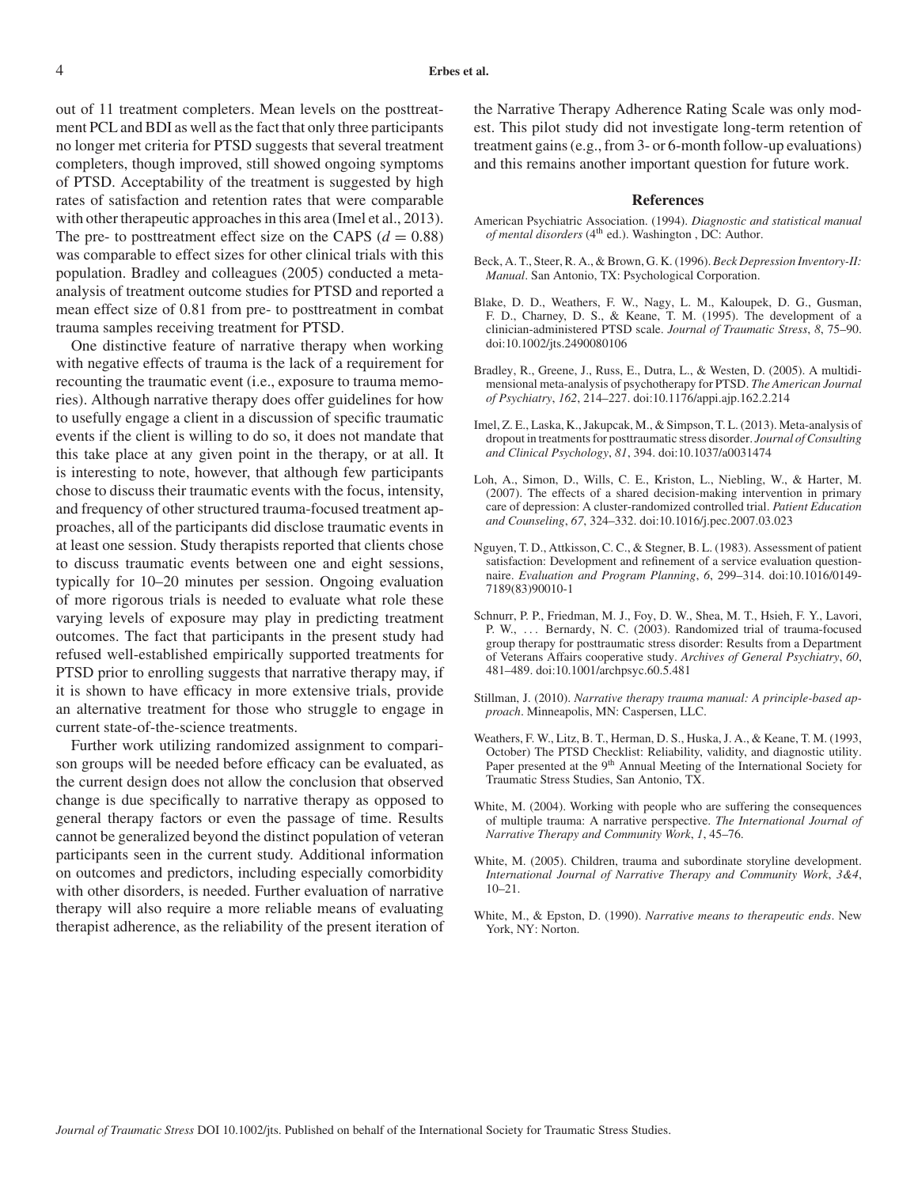out of 11 treatment completers. Mean levels on the posttreatment PCL and BDI as well as the fact that only three participants no longer met criteria for PTSD suggests that several treatment completers, though improved, still showed ongoing symptoms of PTSD. Acceptability of the treatment is suggested by high rates of satisfaction and retention rates that were comparable with other therapeutic approaches in this area (Imel et al., 2013). The pre- to posttreatment effect size on the CAPS ($d = 0.88$) was comparable to effect sizes for other clinical trials with this population. Bradley and colleagues (2005) conducted a meta-analysis of treatment outcome studies for PTSD and reported a mean effect size of 0.81 from pre- to posttreatment in combat trauma samples receiving treatment for PTSD.

One distinctive feature of narrative therapy when working with negative effects of trauma is the lack of a requirement for recounting the traumatic event (i.e., exposure to trauma memories). Although narrative therapy does offer guidelines for how to usefully engage a client in a discussion of specific traumatic events if the client is willing to do so, it does not mandate that this take place at any given point in the therapy, or at all. It is interesting to note, however, that although few participants chose to discuss their traumatic events with the focus, intensity, and frequency of other structured trauma-focused treatment approaches, all of the participants did disclose traumatic events in at least one session. Study therapists reported that clients chose to discuss traumatic events between one and eight sessions, typically for 10–20 minutes per session. Ongoing evaluation of more rigorous trials is needed to evaluate what role these varying levels of exposure may play in predicting treatment outcomes. The fact that participants in the present study had refused well-established empirically supported treatments for PTSD prior to enrolling suggests that narrative therapy may, if it is shown to have efficacy in more extensive trials, provide an alternative treatment for those who struggle to engage in current state-of-the-science treatments.

Further work utilizing randomized assignment to comparison groups will be needed before efficacy can be evaluated, as the current design does not allow the conclusion that observed change is due specifically to narrative therapy as opposed to general therapy factors or even the passage of time. Results cannot be generalized beyond the distinct population of veteran participants seen in the current study. Additional information on outcomes and predictors, including especially comorbidity with other disorders, is needed. Further evaluation of narrative therapy will also require a more reliable means of evaluating therapist adherence, as the reliability of the present iteration of the Narrative Therapy Adherence Rating Scale was only modest. This pilot study did not investigate long-term retention of treatment gains (e.g., from 3- or 6-month follow-up evaluations) and this remains another important question for future work.

## References

American Psychiatric Association. (1994). *Diagnostic and statistical manual of mental disorders* (4th ed.). Washington , DC: Author.

Beck, A. T., Steer, R. A., & Brown, G. K. (1996). *Beck Depression Inventory-II: Manual*. San Antonio, TX: Psychological Corporation.

Blake, D. D., Weathers, F. W., Nagy, L. M., Kaloupek, D. G., Gusman, F. D., Charney, D. S., & Keane, T. M. (1995). The development of a clinician-administered PTSD scale. *Journal of Traumatic Stress*, *8*, 75–90. doi:10.1002/jts.2490080106

Bradley, R., Greene, J., Russ, E., Dutra, L., & Westen, D. (2005). A multidimensional meta-analysis of psychotherapy for PTSD. *The American Journal of Psychiatry*, *162*, 214–227. doi:10.1176/appi.ajp.162.2.214

Imel, Z. E., Laska, K., Jakupcak, M., & Simpson, T. L. (2013). Meta-analysis of dropout in treatments for posttraumatic stress disorder. *Journal of Consulting and Clinical Psychology*, *81*, 394. doi:10.1037/a0031474

Loh, A., Simon, D., Wills, C. E., Kriston, L., Niebling, W., & Harter, M. (2007). The effects of a shared decision-making intervention in primary care of depression: A cluster-randomized controlled trial. *Patient Education and Counseling*, *67*, 324–332. doi:10.1016/j.pec.2007.03.023

Nguyen, T. D., Attkisson, C. C., & Stegner, B. L. (1983). Assessment of patient satisfaction: Development and refinement of a service evaluation questionnaire. *Evaluation and Program Planning*, *6*, 299–314. doi:10.1016/0149-7189(83)90010-1

Schnurr, P. P., Friedman, M. J., Foy, D. W., Shea, M. T., Hsieh, F. Y., Lavori, P. W., ... Bernardy, N. C. (2003). Randomized trial of trauma-focused group therapy for posttraumatic stress disorder: Results from a Department of Veterans Affairs cooperative study. *Archives of General Psychiatry*, *60*, 481–489. doi:10.1001/archpsyc.60.5.481

Stillman, J. (2010). *Narrative therapy trauma manual: A principle-based approach*. Minneapolis, MN: Caspersen, LLC.

Weathers, F. W., Litz, B. T., Herman, D. S., Huska, J. A., & Keane, T. M. (1993, October) The PTSD Checklist: Reliability, validity, and diagnostic utility. Paper presented at the 9th Annual Meeting of the International Society for Traumatic Stress Studies, San Antonio, TX.

White, M. (2004). Working with people who are suffering the consequences of multiple trauma: A narrative perspective. *The International Journal of Narrative Therapy and Community Work*, *1*, 45–76.

White, M. (2005). Children, trauma and subordinate storyline development. *International Journal of Narrative Therapy and Community Work*, *3&4*, 10–21.

White, M., & Epston, D. (1990). *Narrative means to therapeutic ends*. New York, NY: Norton.